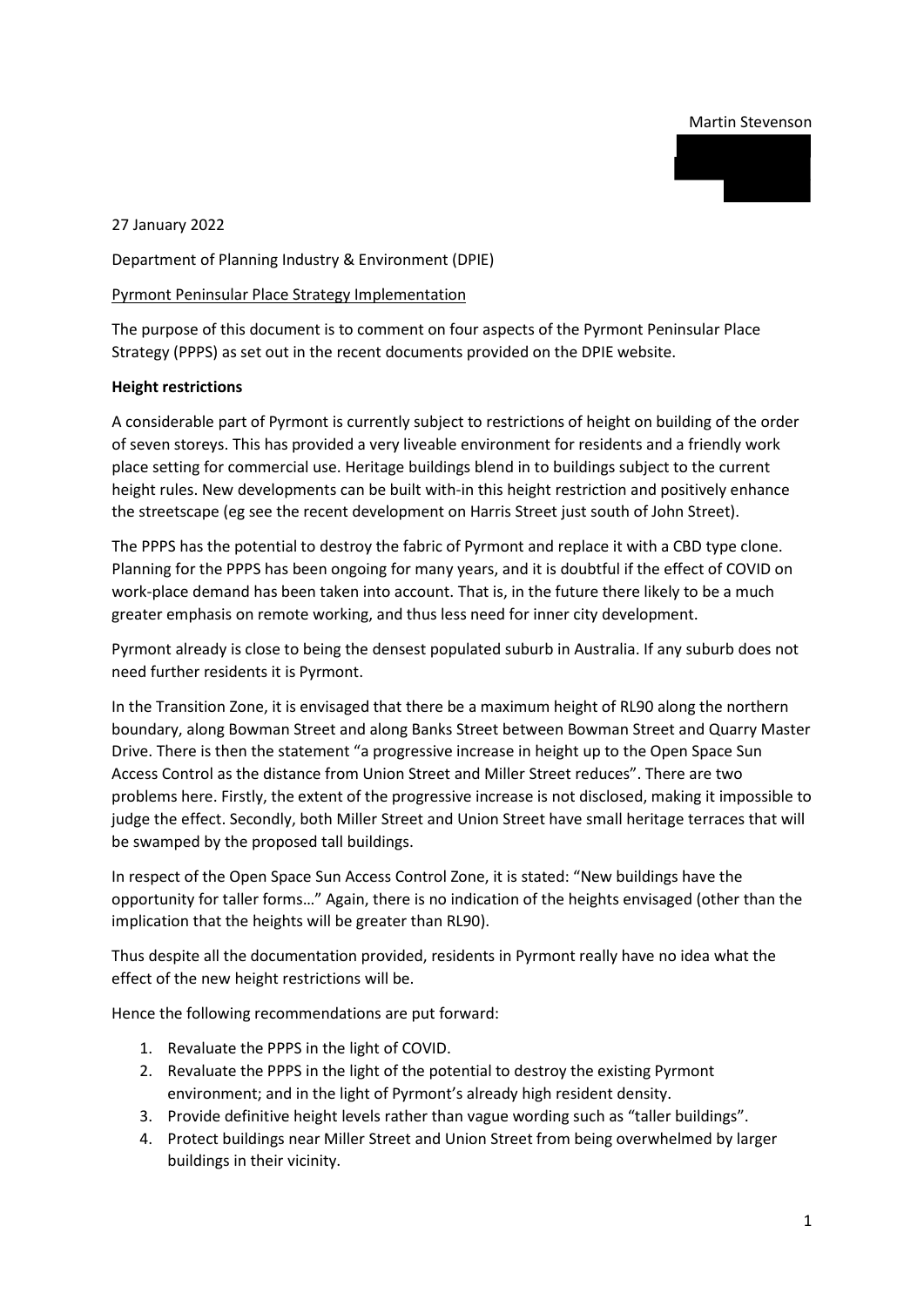Martin Stevenson

27 January 2022

Department of Planning Industry & Environment (DPIE)

Pyrmont Peninsular Place Strategy Implementation

The purpose of this document is to comment on four aspects of the Pyrmont Peninsular Place Strategy (PPPS) as set out in the recent documents provided on the DPIE website.

**Height restrictions**

A considerable part of Pyrmont is currently subject to restrictions of height on building of the order of seven storeys. This has provided a very liveable environment for residents and a friendly work place setting for commercial use. Heritage buildings blend in to buildings subject to the current height rules. New developments can be built with-in this height restriction and positively enhance the streetscape (eg see the recent development on Harris Street just south of John Street).

The PPPS has the potential to destroy the fabric of Pyrmont and replace it with a CBD type clone. Planning for the PPPS has been ongoing for many years, and it is doubtful if the effect of COVID on work-place demand has been taken into account. That is, in the future there likely to be a much greater emphasis on remote working, and thus less need for inner city development.

Pyrmont already is close to being the densest populated suburb in Australia. If any suburb does not need further residents it is Pyrmont.

In the Transition Zone, it is envisaged that there be a maximum height of RL90 along the northern boundary, along Bowman Street and along Banks Street between Bowman Street and Quarry Master Drive. There is then the statement "a progressive increase in height up to the Open Space Sun Access Control as the distance from Union Street and Miller Street reduces". There are two problems here. Firstly, the extent of the progressive increase is not disclosed, making it impossible to judge the effect. Secondly, both Miller Street and Union Street have small heritage terraces that will be swamped by the proposed tall buildings.

In respect of the Open Space Sun Access Control Zone, it is stated: "New buildings have the opportunity for taller forms…" Again, there is no indication of the heights envisaged (other than the implication that the heights will be greater than RL90).

Thus despite all the documentation provided, residents in Pyrmont really have no idea what the effect of the new height restrictions will be.

Hence the following recommendations are put forward:

1. Revaluate the PPPS in the light of COVID.
2. Revaluate the PPPS in the light of the potential to destroy the existing Pyrmont environment; and in the light of Pyrmont's already high resident density.
3. Provide definitive height levels rather than vague wording such as "taller buildings".
4. Protect buildings near Miller Street and Union Street from being overwhelmed by larger buildings in their vicinity.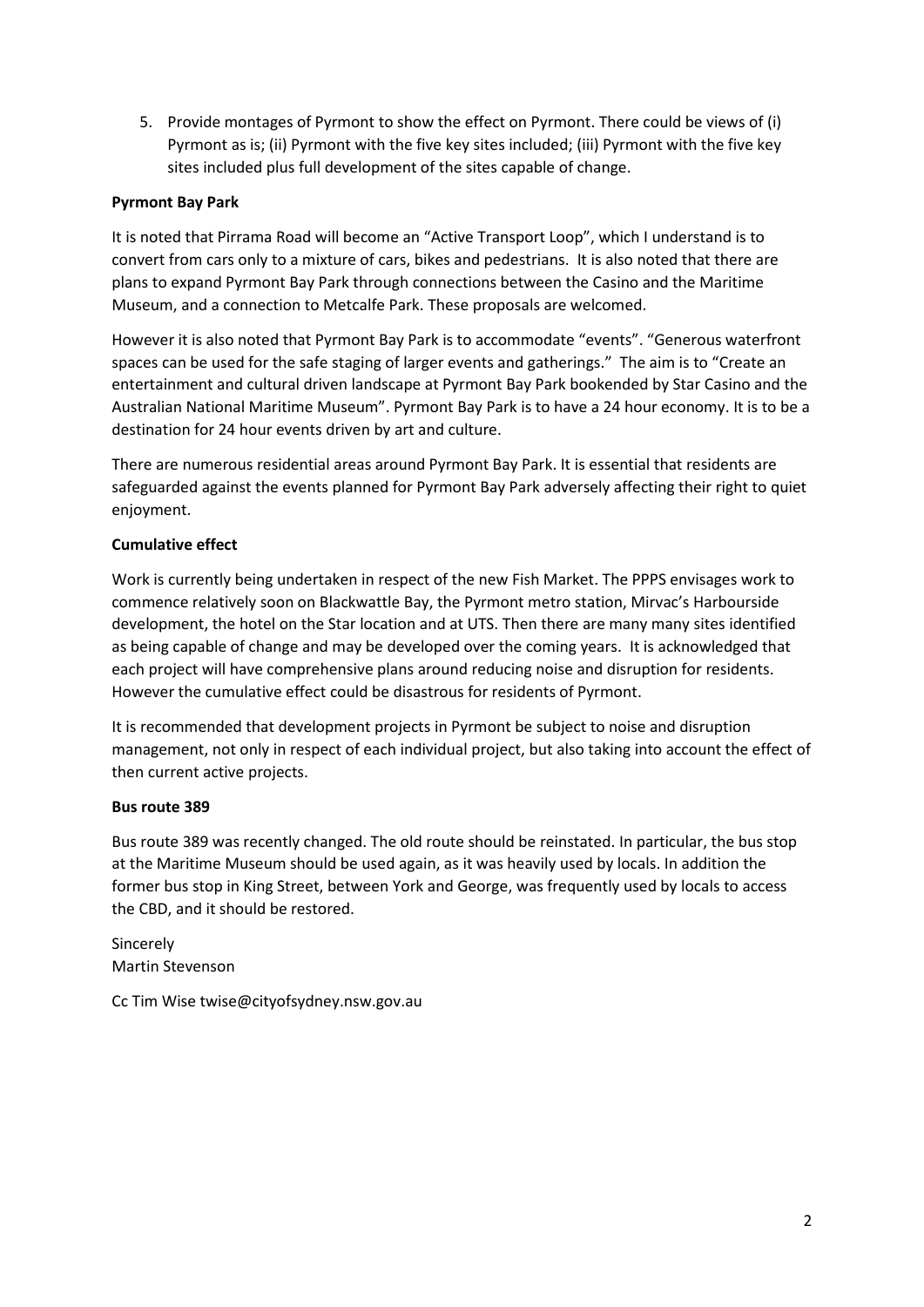5. Provide montages of Pyrmont to show the effect on Pyrmont. There could be views of (i) Pyrmont as is; (ii) Pyrmont with the five key sites included; (iii) Pyrmont with the five key sites included plus full development of the sites capable of change.

**Pyrmont Bay Park**

It is noted that Pirrama Road will become an "Active Transport Loop", which I understand is to convert from cars only to a mixture of cars, bikes and pedestrians. It is also noted that there are plans to expand Pyrmont Bay Park through connections between the Casino and the Maritime Museum, and a connection to Metcalfe Park. These proposals are welcomed.

However it is also noted that Pyrmont Bay Park is to accommodate "events". "Generous waterfront spaces can be used for the safe staging of larger events and gatherings." The aim is to "Create an entertainment and cultural driven landscape at Pyrmont Bay Park bookended by Star Casino and the Australian National Maritime Museum". Pyrmont Bay Park is to have a 24 hour economy. It is to be a destination for 24 hour events driven by art and culture.

There are numerous residential areas around Pyrmont Bay Park. It is essential that residents are safeguarded against the events planned for Pyrmont Bay Park adversely affecting their right to quiet enjoyment.

**Cumulative effect**

Work is currently being undertaken in respect of the new Fish Market. The PPPS envisages work to commence relatively soon on Blackwattle Bay, the Pyrmont metro station, Mirvac's Harbourside development, the hotel on the Star location and at UTS. Then there are many many sites identified as being capable of change and may be developed over the coming years. It is acknowledged that each project will have comprehensive plans around reducing noise and disruption for residents. However the cumulative effect could be disastrous for residents of Pyrmont.

It is recommended that development projects in Pyrmont be subject to noise and disruption management, not only in respect of each individual project, but also taking into account the effect of then current active projects.

**Bus route 389**

Bus route 389 was recently changed. The old route should be reinstated. In particular, the bus stop at the Maritime Museum should be used again, as it was heavily used by locals. In addition the former bus stop in King Street, between York and George, was frequently used by locals to access the CBD, and it should be restored.

Sincerely
Martin Stevenson

Cc Tim Wise twise@cityofsydney.nsw.gov.au